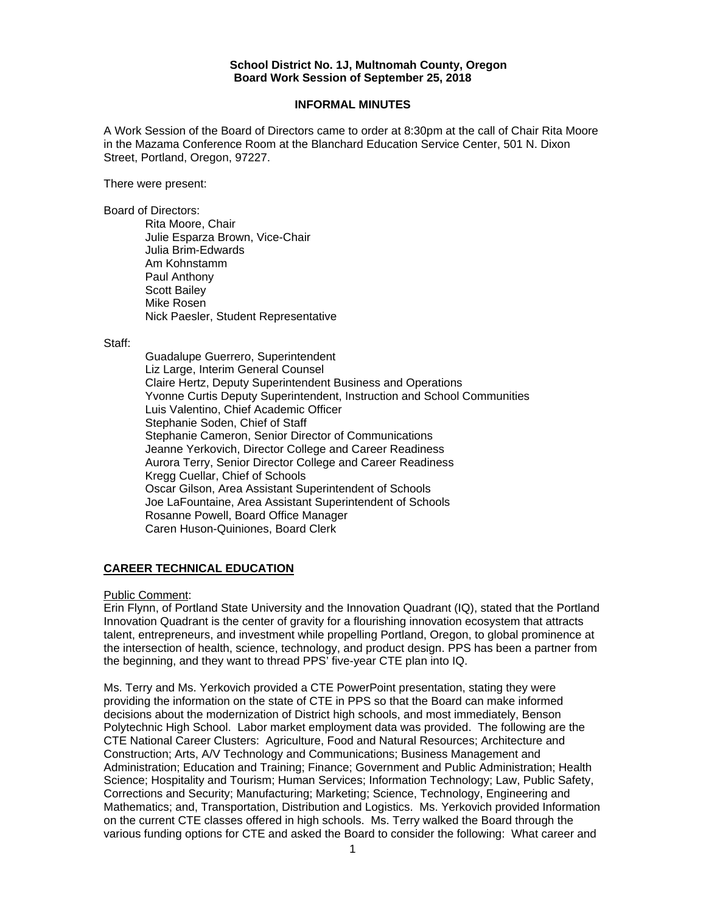**School District No. 1J, Multnomah County, Oregon**
**Board Work Session of September 25, 2018**

**INFORMAL MINUTES**

A Work Session of the Board of Directors came to order at 8:30pm at the call of Chair Rita Moore in the Mazama Conference Room at the Blanchard Education Service Center, 501 N. Dixon Street, Portland, Oregon, 97227.

There were present:

Board of Directors:

- Rita Moore, Chair
- Julie Esparza Brown, Vice-Chair
- Julia Brim-Edwards
- Am Kohnstamm
- Paul Anthony
- Scott Bailey
- Mike Rosen
- Nick Paesler, Student Representative

Staff:

- Guadalupe Guerrero, Superintendent
- Liz Large, Interim General Counsel
- Claire Hertz, Deputy Superintendent Business and Operations
- Yvonne Curtis Deputy Superintendent, Instruction and School Communities
- Luis Valentino, Chief Academic Officer
- Stephanie Soden, Chief of Staff
- Stephanie Cameron, Senior Director of Communications
- Jeanne Yerkovich, Director College and Career Readiness
- Aurora Terry, Senior Director College and Career Readiness
- Kregg Cuellar, Chief of Schools
- Oscar Gilson, Area Assistant Superintendent of Schools
- Joe LaFountaine, Area Assistant Superintendent of Schools
- Rosanne Powell, Board Office Manager
- Caren Huson-Quiniones, Board Clerk

## CAREER TECHNICAL EDUCATION

Public Comment:

Erin Flynn, of Portland State University and the Innovation Quadrant (IQ), stated that the Portland Innovation Quadrant is the center of gravity for a flourishing innovation ecosystem that attracts talent, entrepreneurs, and investment while propelling Portland, Oregon, to global prominence at the intersection of health, science, technology, and product design. PPS has been a partner from the beginning, and they want to thread PPS' five-year CTE plan into IQ.

Ms. Terry and Ms. Yerkovich provided a CTE PowerPoint presentation, stating they were providing the information on the state of CTE in PPS so that the Board can make informed decisions about the modernization of District high schools, and most immediately, Benson Polytechnic High School. Labor market employment data was provided. The following are the CTE National Career Clusters: Agriculture, Food and Natural Resources; Architecture and Construction; Arts, A/V Technology and Communications; Business Management and Administration; Education and Training; Finance; Government and Public Administration; Health Science; Hospitality and Tourism; Human Services; Information Technology; Law, Public Safety, Corrections and Security; Manufacturing; Marketing; Science, Technology, Engineering and Mathematics; and, Transportation, Distribution and Logistics. Ms. Yerkovich provided Information on the current CTE classes offered in high schools. Ms. Terry walked the Board through the various funding options for CTE and asked the Board to consider the following: What career and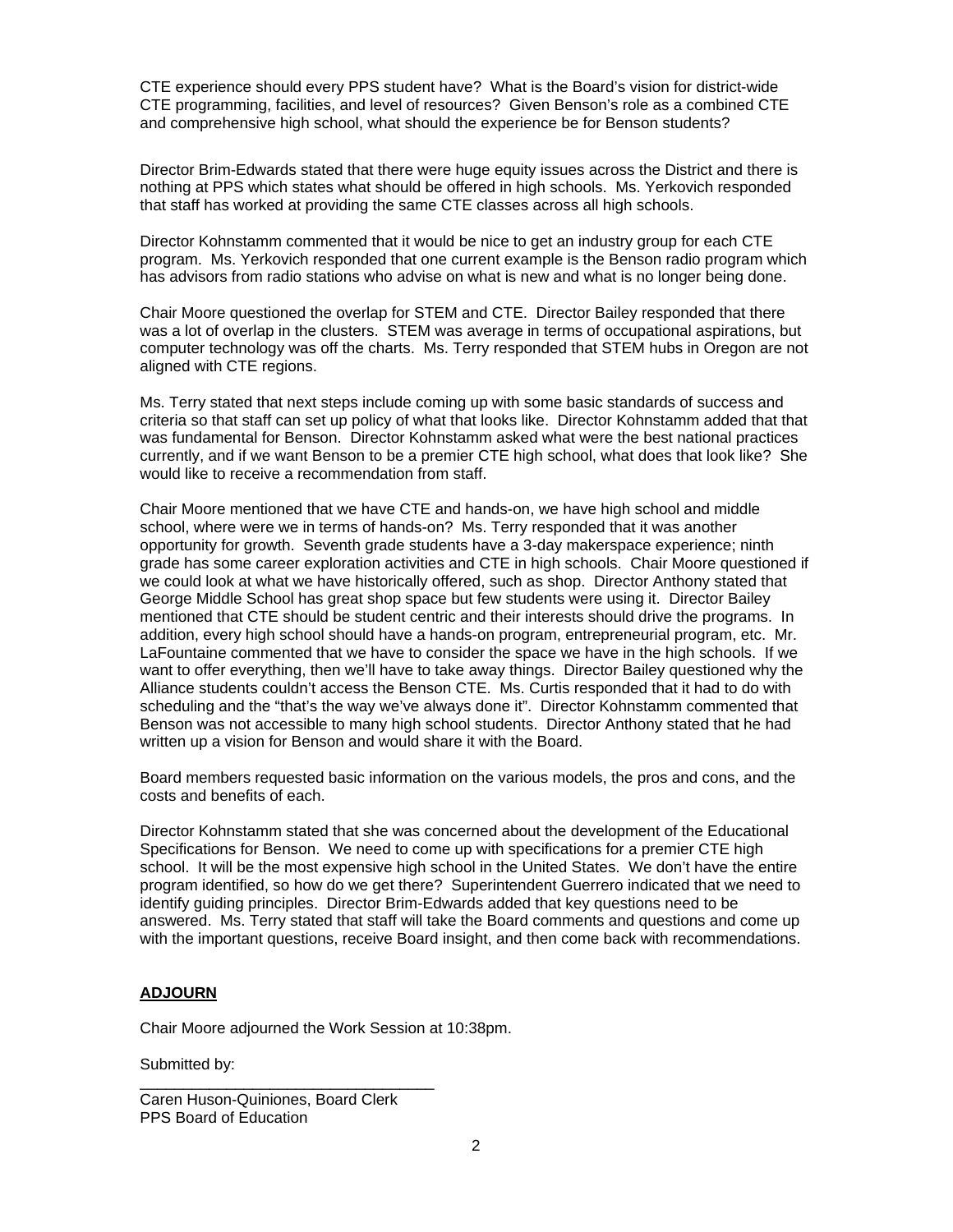CTE experience should every PPS student have? What is the Board's vision for district-wide CTE programming, facilities, and level of resources? Given Benson's role as a combined CTE and comprehensive high school, what should the experience be for Benson students?

Director Brim-Edwards stated that there were huge equity issues across the District and there is nothing at PPS which states what should be offered in high schools. Ms. Yerkovich responded that staff has worked at providing the same CTE classes across all high schools.

Director Kohnstamm commented that it would be nice to get an industry group for each CTE program. Ms. Yerkovich responded that one current example is the Benson radio program which has advisors from radio stations who advise on what is new and what is no longer being done.

Chair Moore questioned the overlap for STEM and CTE. Director Bailey responded that there was a lot of overlap in the clusters. STEM was average in terms of occupational aspirations, but computer technology was off the charts. Ms. Terry responded that STEM hubs in Oregon are not aligned with CTE regions.

Ms. Terry stated that next steps include coming up with some basic standards of success and criteria so that staff can set up policy of what that looks like. Director Kohnstamm added that that was fundamental for Benson. Director Kohnstamm asked what were the best national practices currently, and if we want Benson to be a premier CTE high school, what does that look like? She would like to receive a recommendation from staff.

Chair Moore mentioned that we have CTE and hands-on, we have high school and middle school, where were we in terms of hands-on? Ms. Terry responded that it was another opportunity for growth. Seventh grade students have a 3-day makerspace experience; ninth grade has some career exploration activities and CTE in high schools. Chair Moore questioned if we could look at what we have historically offered, such as shop. Director Anthony stated that George Middle School has great shop space but few students were using it. Director Bailey mentioned that CTE should be student centric and their interests should drive the programs. In addition, every high school should have a hands-on program, entrepreneurial program, etc. Mr. LaFountaine commented that we have to consider the space we have in the high schools. If we want to offer everything, then we'll have to take away things. Director Bailey questioned why the Alliance students couldn't access the Benson CTE. Ms. Curtis responded that it had to do with scheduling and the "that's the way we've always done it". Director Kohnstamm commented that Benson was not accessible to many high school students. Director Anthony stated that he had written up a vision for Benson and would share it with the Board.

Board members requested basic information on the various models, the pros and cons, and the costs and benefits of each.

Director Kohnstamm stated that she was concerned about the development of the Educational Specifications for Benson. We need to come up with specifications for a premier CTE high school. It will be the most expensive high school in the United States. We don't have the entire program identified, so how do we get there? Superintendent Guerrero indicated that we need to identify guiding principles. Director Brim-Edwards added that key questions need to be answered. Ms. Terry stated that staff will take the Board comments and questions and come up with the important questions, receive Board insight, and then come back with recommendations.

**ADJOURN**

Chair Moore adjourned the Work Session at 10:38pm.

Submitted by:

\_\_\_\_\_\_\_\_\_\_\_\_\_\_\_\_\_\_\_\_\_\_\_\_\_\_\_\_\_\_\_\_\_\_\_
Caren Huson-Quiniones, Board Clerk
PPS Board of Education